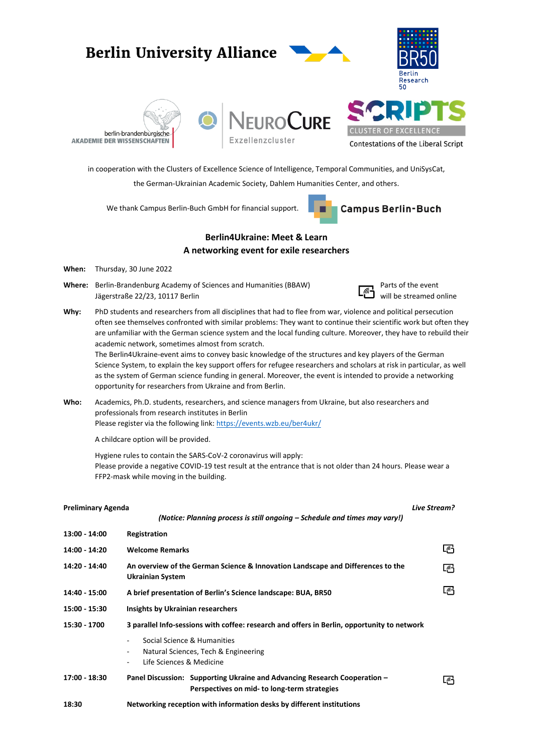**Berlin University Alliance**

BR50 Berlin Research 50

berlin-brandenburgische AKADEMIE DER WISSENSCHAFTEN

NeuroCure Exzellenzcluster

SCRIPTS CLUSTER OF EXCELLENCE Contestations of the Liberal Script

in cooperation with the Clusters of Excellence Science of Intelligence, Temporal Communities, and UniSysCat, the German-Ukrainian Academic Society, Dahlem Humanities Center, and others.

We thank Campus Berlin-Buch GmbH for financial support. **Campus Berlin-Buch**

## Berlin4Ukraine: Meet & Learn
## A networking event for exile researchers

**When:** Thursday, 30 June 2022

**Where:** Berlin-Brandenburg Academy of Sciences and Humanities (BBAW)
Jägerstraße 22/23, 10117 Berlin

Parts of the event will be streamed online

**Why:** PhD students and researchers from all disciplines that had to flee from war, violence and political persecution often see themselves confronted with similar problems: They want to continue their scientific work but often they are unfamiliar with the German science system and the local funding culture. Moreover, they have to rebuild their academic network, sometimes almost from scratch.
The Berlin4Ukraine-event aims to convey basic knowledge of the structures and key players of the German Science System, to explain the key support offers for refugee researchers and scholars at risk in particular, as well as the system of German science funding in general. Moreover, the event is intended to provide a networking opportunity for researchers from Ukraine and from Berlin.

**Who:** Academics, Ph.D. students, researchers, and science managers from Ukraine, but also researchers and professionals from research institutes in Berlin
Please register via the following link: https://events.wzb.eu/ber4ukr/

A childcare option will be provided.

Hygiene rules to contain the SARS-CoV-2 coronavirus will apply:
Please provide a negative COVID-19 test result at the entrance that is not older than 24 hours. Please wear a FFP2-mask while moving in the building.

**Preliminary Agenda**

*(Notice: Planning process is still ongoing – Schedule and times may vary!)*

| Time | Agenda item | *Live Stream?* |
|---|---|---|
| **13:00 - 14:00** | **Registration** | |
| **14:00 - 14:20** | **Welcome Remarks** | ✓ |
| **14:20 - 14:40** | **An overview of the German Science & Innovation Landscape and Differences to the Ukrainian System** | ✓ |
| **14:40 - 15:00** | **A brief presentation of Berlin's Science landscape: BUA, BR50** | ✓ |
| **15:00 - 15:30** | **Insights by Ukrainian researchers** | |
| **15:30 - 1700** | **3 parallel Info-sessions with coffee: research and offers in Berlin, opportunity to network**<br>- Social Science & Humanities<br>- Natural Sciences, Tech & Engineering<br>- Life Sciences & Medicine | |
| **17:00 - 18:30** | **Panel Discussion: Supporting Ukraine and Advancing Research Cooperation – Perspectives on mid- to long-term strategies** | ✓ |
| **18:30** | **Networking reception with information desks by different institutions** | |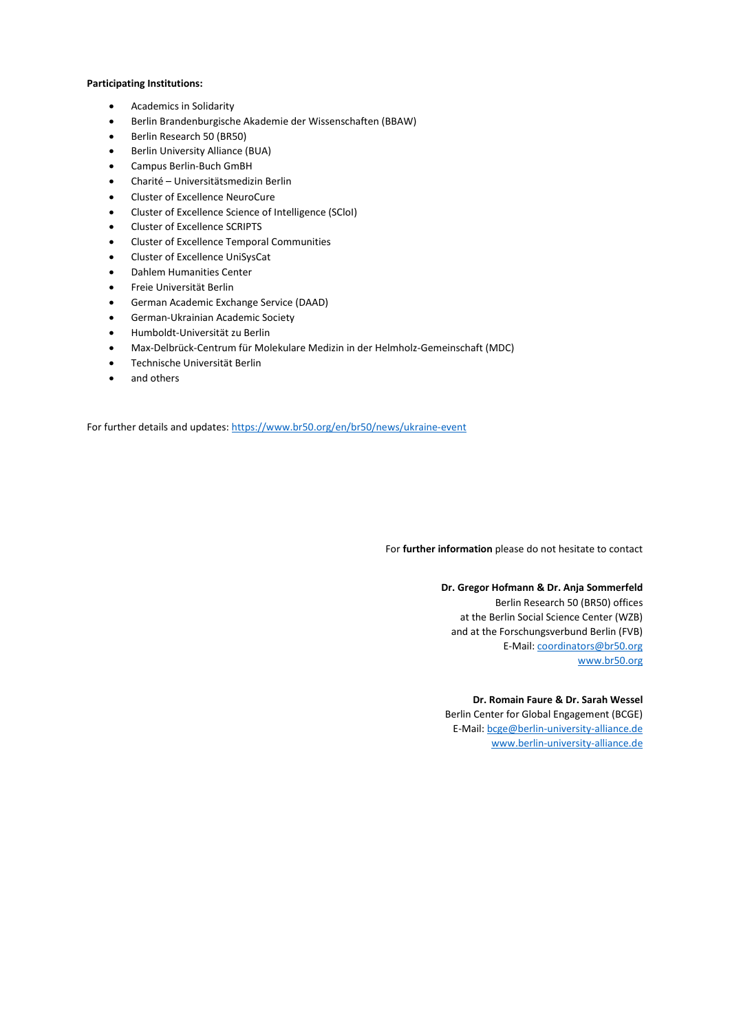**Participating Institutions:**

- Academics in Solidarity
- Berlin Brandenburgische Akademie der Wissenschaften (BBAW)
- Berlin Research 50 (BR50)
- Berlin University Alliance (BUA)
- Campus Berlin-Buch GmBH
- Charité – Universitätsmedizin Berlin
- Cluster of Excellence NeuroCure
- Cluster of Excellence Science of Intelligence (SCIoI)
- Cluster of Excellence SCRIPTS
- Cluster of Excellence Temporal Communities
- Cluster of Excellence UniSysCat
- Dahlem Humanities Center
- Freie Universität Berlin
- German Academic Exchange Service (DAAD)
- German-Ukrainian Academic Society
- Humboldt-Universität zu Berlin
- Max-Delbrück-Centrum für Molekulare Medizin in der Helmholz-Gemeinschaft (MDC)
- Technische Universität Berlin
- and others

For further details and updates: https://www.br50.org/en/br50/news/ukraine-event

For **further information** please do not hesitate to contact

**Dr. Gregor Hofmann & Dr. Anja Sommerfeld**
Berlin Research 50 (BR50) offices
at the Berlin Social Science Center (WZB)
and at the Forschungsverbund Berlin (FVB)
E-Mail: coordinators@br50.org
www.br50.org

**Dr. Romain Faure & Dr. Sarah Wessel**
Berlin Center for Global Engagement (BCGE)
E-Mail: bcge@berlin-university-alliance.de
www.berlin-university-alliance.de